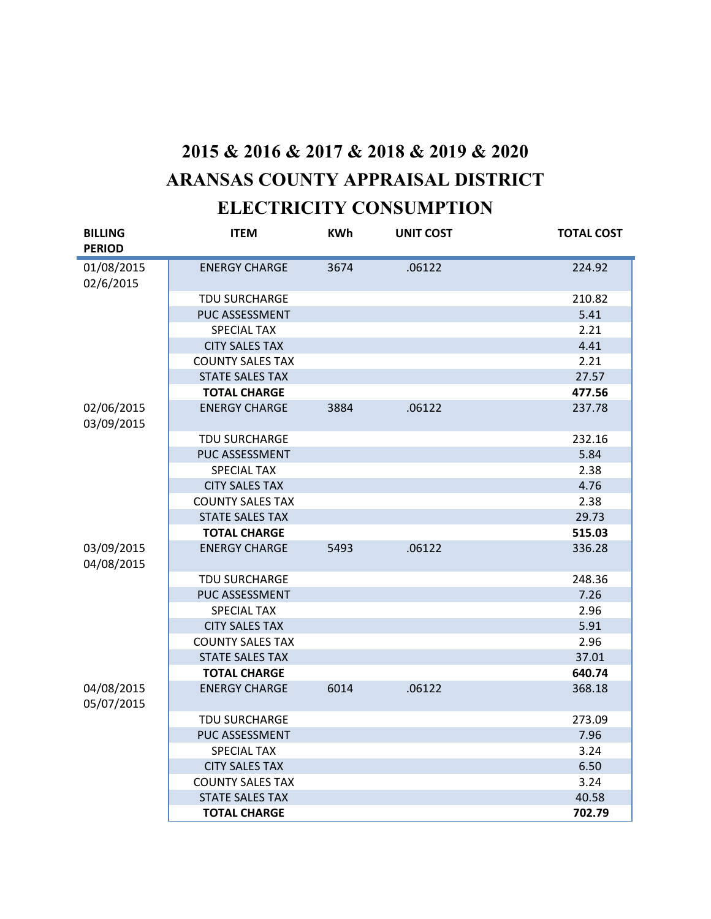# 2015 & 2016 & 2017 & 2018 & 2019 & 2020
# ARANSAS COUNTY APPRAISAL DISTRICT
# ELECTRICITY CONSUMPTION

| BILLING PERIOD | ITEM | KWh | UNIT COST | TOTAL COST |
|---|---|---|---|---|
| 01/08/2015 02/6/2015 | ENERGY CHARGE | 3674 | .06122 | 224.92 |
| | TDU SURCHARGE | | | 210.82 |
| | PUC ASSESSMENT | | | 5.41 |
| | SPECIAL TAX | | | 2.21 |
| | CITY SALES TAX | | | 4.41 |
| | COUNTY SALES TAX | | | 2.21 |
| | STATE SALES TAX | | | 27.57 |
| | **TOTAL CHARGE** | | | **477.56** |
| 02/06/2015 03/09/2015 | ENERGY CHARGE | 3884 | .06122 | 237.78 |
| | TDU SURCHARGE | | | 232.16 |
| | PUC ASSESSMENT | | | 5.84 |
| | SPECIAL TAX | | | 2.38 |
| | CITY SALES TAX | | | 4.76 |
| | COUNTY SALES TAX | | | 2.38 |
| | STATE SALES TAX | | | 29.73 |
| | **TOTAL CHARGE** | | | **515.03** |
| 03/09/2015 04/08/2015 | ENERGY CHARGE | 5493 | .06122 | 336.28 |
| | TDU SURCHARGE | | | 248.36 |
| | PUC ASSESSMENT | | | 7.26 |
| | SPECIAL TAX | | | 2.96 |
| | CITY SALES TAX | | | 5.91 |
| | COUNTY SALES TAX | | | 2.96 |
| | STATE SALES TAX | | | 37.01 |
| | **TOTAL CHARGE** | | | **640.74** |
| 04/08/2015 05/07/2015 | ENERGY CHARGE | 6014 | .06122 | 368.18 |
| | TDU SURCHARGE | | | 273.09 |
| | PUC ASSESSMENT | | | 7.96 |
| | SPECIAL TAX | | | 3.24 |
| | CITY SALES TAX | | | 6.50 |
| | COUNTY SALES TAX | | | 3.24 |
| | STATE SALES TAX | | | 40.58 |
| | **TOTAL CHARGE** | | | **702.79** |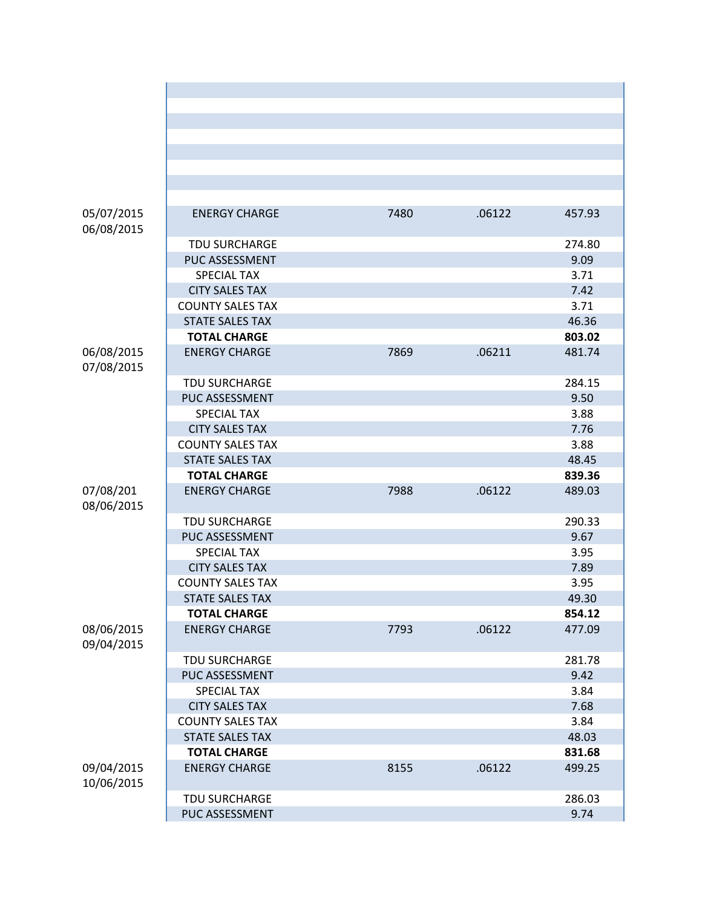| | | | | |
|---|---|---|---|---|
| | | | | |
| | | | | |
| | | | | |
| | | | | |
| | | | | |
| | | | | |
| | | | | |
| | | | | |
| 05/07/2015 06/08/2015 | ENERGY CHARGE | 7480 | .06122 | 457.93 |
| | TDU SURCHARGE | | | 274.80 |
| | PUC ASSESSMENT | | | 9.09 |
| | SPECIAL TAX | | | 3.71 |
| | CITY SALES TAX | | | 7.42 |
| | COUNTY SALES TAX | | | 3.71 |
| | STATE SALES TAX | | | 46.36 |
| | **TOTAL CHARGE** | | | **803.02** |
| 06/08/2015 07/08/2015 | ENERGY CHARGE | 7869 | .06211 | 481.74 |
| | TDU SURCHARGE | | | 284.15 |
| | PUC ASSESSMENT | | | 9.50 |
| | SPECIAL TAX | | | 3.88 |
| | CITY SALES TAX | | | 7.76 |
| | COUNTY SALES TAX | | | 3.88 |
| | STATE SALES TAX | | | 48.45 |
| | **TOTAL CHARGE** | | | **839.36** |
| 07/08/201 08/06/2015 | ENERGY CHARGE | 7988 | .06122 | 489.03 |
| | TDU SURCHARGE | | | 290.33 |
| | PUC ASSESSMENT | | | 9.67 |
| | SPECIAL TAX | | | 3.95 |
| | CITY SALES TAX | | | 7.89 |
| | COUNTY SALES TAX | | | 3.95 |
| | STATE SALES TAX | | | 49.30 |
| | **TOTAL CHARGE** | | | **854.12** |
| 08/06/2015 09/04/2015 | ENERGY CHARGE | 7793 | .06122 | 477.09 |
| | TDU SURCHARGE | | | 281.78 |
| | PUC ASSESSMENT | | | 9.42 |
| | SPECIAL TAX | | | 3.84 |
| | CITY SALES TAX | | | 7.68 |
| | COUNTY SALES TAX | | | 3.84 |
| | STATE SALES TAX | | | 48.03 |
| | **TOTAL CHARGE** | | | **831.68** |
| 09/04/2015 10/06/2015 | ENERGY CHARGE | 8155 | .06122 | 499.25 |
| | TDU SURCHARGE | | | 286.03 |
| | PUC ASSESSMENT | | | 9.74 |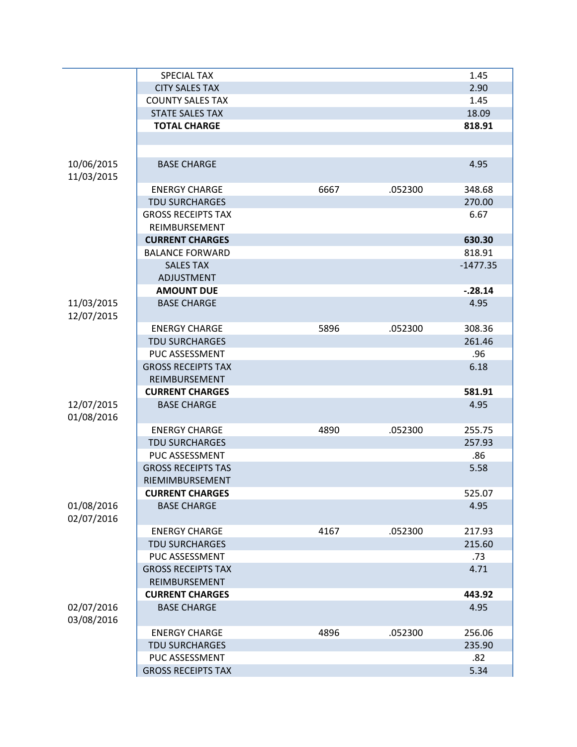| | | | | |
|---|---|---|---|---|
| | SPECIAL TAX | | | 1.45 |
| | CITY SALES TAX | | | 2.90 |
| | COUNTY SALES TAX | | | 1.45 |
| | STATE SALES TAX | | | 18.09 |
| | **TOTAL CHARGE** | | | **818.91** |
| | | | | |
| | | | | |
| 10/06/2015 11/03/2015 | BASE CHARGE | | | 4.95 |
| | ENERGY CHARGE | 6667 | .052300 | 348.68 |
| | TDU SURCHARGES | | | 270.00 |
| | GROSS RECEIPTS TAX REIMBURSEMENT | | | 6.67 |
| | **CURRENT CHARGES** | | | **630.30** |
| | BALANCE FORWARD | | | 818.91 |
| | SALES TAX ADJUSTMENT | | | -1477.35 |
| | **AMOUNT DUE** | | | **-.28.14** |
| 11/03/2015 12/07/2015 | BASE CHARGE | | | 4.95 |
| | ENERGY CHARGE | 5896 | .052300 | 308.36 |
| | TDU SURCHARGES | | | 261.46 |
| | PUC ASSESSMENT | | | .96 |
| | GROSS RECEIPTS TAX REIMBURSEMENT | | | 6.18 |
| | **CURRENT CHARGES** | | | **581.91** |
| 12/07/2015 01/08/2016 | BASE CHARGE | | | 4.95 |
| | ENERGY CHARGE | 4890 | .052300 | 255.75 |
| | TDU SURCHARGES | | | 257.93 |
| | PUC ASSESSMENT | | | .86 |
| | GROSS RECEIPTS TAS RIEMIMBURSEMENT | | | 5.58 |
| | **CURRENT CHARGES** | | | 525.07 |
| 01/08/2016 02/07/2016 | BASE CHARGE | | | 4.95 |
| | ENERGY CHARGE | 4167 | .052300 | 217.93 |
| | TDU SURCHARGES | | | 215.60 |
| | PUC ASSESSMENT | | | .73 |
| | GROSS RECEIPTS TAX REIMBURSEMENT | | | 4.71 |
| | **CURRENT CHARGES** | | | **443.92** |
| 02/07/2016 03/08/2016 | BASE CHARGE | | | 4.95 |
| | ENERGY CHARGE | 4896 | .052300 | 256.06 |
| | TDU SURCHARGES | | | 235.90 |
| | PUC ASSESSMENT | | | .82 |
| | GROSS RECEIPTS TAX | | | 5.34 |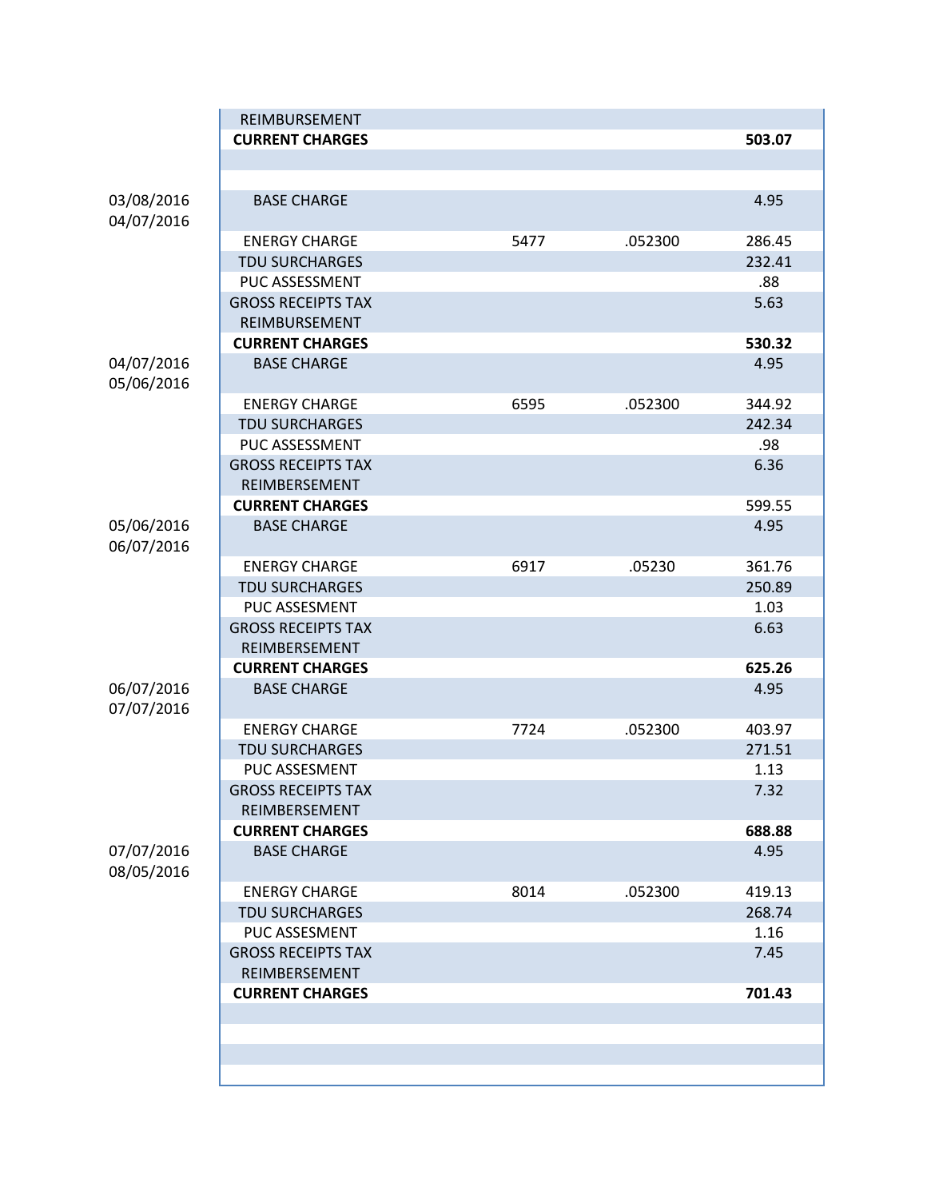| | | | | |
|---|---|---|---|---|
| | REIMBURSEMENT | | | |
| | **CURRENT CHARGES** | | | **503.07** |
| | | | | |
| | | | | |
| 03/08/2016 04/07/2016 | BASE CHARGE | | | 4.95 |
| | ENERGY CHARGE | 5477 | .052300 | 286.45 |
| | TDU SURCHARGES | | | 232.41 |
| | PUC ASSESSMENT | | | .88 |
| | GROSS RECEIPTS TAX REIMBURSEMENT | | | 5.63 |
| | **CURRENT CHARGES** | | | **530.32** |
| 04/07/2016 05/06/2016 | BASE CHARGE | | | 4.95 |
| | ENERGY CHARGE | 6595 | .052300 | 344.92 |
| | TDU SURCHARGES | | | 242.34 |
| | PUC ASSESSMENT | | | .98 |
| | GROSS RECEIPTS TAX REIMBERSEMENT | | | 6.36 |
| | **CURRENT CHARGES** | | | 599.55 |
| 05/06/2016 06/07/2016 | BASE CHARGE | | | 4.95 |
| | ENERGY CHARGE | 6917 | .05230 | 361.76 |
| | TDU SURCHARGES | | | 250.89 |
| | PUC ASSESMENT | | | 1.03 |
| | GROSS RECEIPTS TAX REIMBERSEMENT | | | 6.63 |
| | **CURRENT CHARGES** | | | **625.26** |
| 06/07/2016 07/07/2016 | BASE CHARGE | | | 4.95 |
| | ENERGY CHARGE | 7724 | .052300 | 403.97 |
| | TDU SURCHARGES | | | 271.51 |
| | PUC ASSESMENT | | | 1.13 |
| | GROSS RECEIPTS TAX REIMBERSEMENT | | | 7.32 |
| | **CURRENT CHARGES** | | | **688.88** |
| 07/07/2016 08/05/2016 | BASE CHARGE | | | 4.95 |
| | ENERGY CHARGE | 8014 | .052300 | 419.13 |
| | TDU SURCHARGES | | | 268.74 |
| | PUC ASSESMENT | | | 1.16 |
| | GROSS RECEIPTS TAX REIMBERSEMENT | | | 7.45 |
| | **CURRENT CHARGES** | | | **701.43** |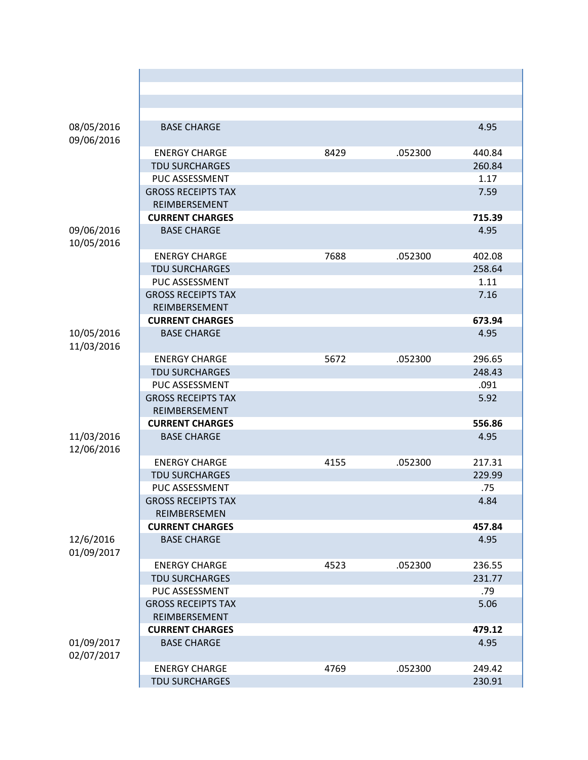| | | | | |
|---|---|---|---|---|
| | | | | |
| | | | | |
| | | | | |
| | | | | |
| 08/05/2016 09/06/2016 | BASE CHARGE | | | 4.95 |
| | ENERGY CHARGE | 8429 | .052300 | 440.84 |
| | TDU SURCHARGES | | | 260.84 |
| | PUC ASSESSMENT | | | 1.17 |
| | GROSS RECEIPTS TAX REIMBERSEMENT | | | 7.59 |
| | **CURRENT CHARGES** | | | **715.39** |
| 09/06/2016 10/05/2016 | BASE CHARGE | | | 4.95 |
| | ENERGY CHARGE | 7688 | .052300 | 402.08 |
| | TDU SURCHARGES | | | 258.64 |
| | PUC ASSESSMENT | | | 1.11 |
| | GROSS RECEIPTS TAX REIMBERSEMENT | | | 7.16 |
| | **CURRENT CHARGES** | | | **673.94** |
| 10/05/2016 11/03/2016 | BASE CHARGE | | | 4.95 |
| | ENERGY CHARGE | 5672 | .052300 | 296.65 |
| | TDU SURCHARGES | | | 248.43 |
| | PUC ASSESSMENT | | | .091 |
| | GROSS RECEIPTS TAX REIMBERSEMENT | | | 5.92 |
| | **CURRENT CHARGES** | | | **556.86** |
| 11/03/2016 12/06/2016 | BASE CHARGE | | | 4.95 |
| | ENERGY CHARGE | 4155 | .052300 | 217.31 |
| | TDU SURCHARGES | | | 229.99 |
| | PUC ASSESSMENT | | | .75 |
| | GROSS RECEIPTS TAX REIMBERSEMEN | | | 4.84 |
| | **CURRENT CHARGES** | | | **457.84** |
| 12/6/2016 01/09/2017 | BASE CHARGE | | | 4.95 |
| | ENERGY CHARGE | 4523 | .052300 | 236.55 |
| | TDU SURCHARGES | | | 231.77 |
| | PUC ASSESSMENT | | | .79 |
| | GROSS RECEIPTS TAX REIMBERSEMENT | | | 5.06 |
| | **CURRENT CHARGES** | | | **479.12** |
| 01/09/2017 02/07/2017 | BASE CHARGE | | | 4.95 |
| | ENERGY CHARGE | 4769 | .052300 | 249.42 |
| | TDU SURCHARGES | | | 230.91 |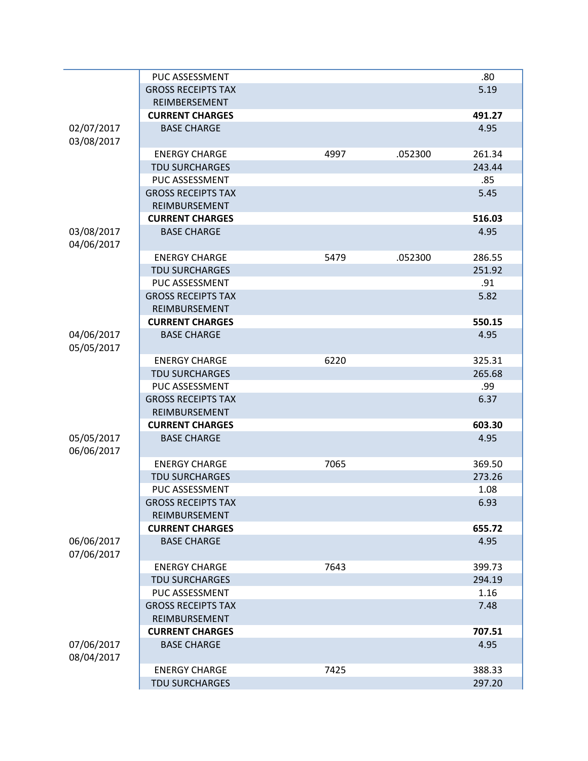| | | | | |
|---|---|---|---|---|
| | PUC ASSESSMENT | | | .80 |
| | GROSS RECEIPTS TAX REIMBERSEMENT | | | 5.19 |
| | **CURRENT CHARGES** | | | **491.27** |
| 02/07/2017 03/08/2017 | BASE CHARGE | | | 4.95 |
| | ENERGY CHARGE | 4997 | .052300 | 261.34 |
| | TDU SURCHARGES | | | 243.44 |
| | PUC ASSESSMENT | | | .85 |
| | GROSS RECEIPTS TAX REIMBURSEMENT | | | 5.45 |
| | **CURRENT CHARGES** | | | **516.03** |
| 03/08/2017 04/06/2017 | BASE CHARGE | | | 4.95 |
| | ENERGY CHARGE | 5479 | .052300 | 286.55 |
| | TDU SURCHARGES | | | 251.92 |
| | PUC ASSESSMENT | | | .91 |
| | GROSS RECEIPTS TAX REIMBURSEMENT | | | 5.82 |
| | **CURRENT CHARGES** | | | **550.15** |
| 04/06/2017 05/05/2017 | BASE CHARGE | | | 4.95 |
| | ENERGY CHARGE | 6220 | | 325.31 |
| | TDU SURCHARGES | | | 265.68 |
| | PUC ASSESSMENT | | | .99 |
| | GROSS RECEIPTS TAX REIMBURSEMENT | | | 6.37 |
| | **CURRENT CHARGES** | | | **603.30** |
| 05/05/2017 06/06/2017 | BASE CHARGE | | | 4.95 |
| | ENERGY CHARGE | 7065 | | 369.50 |
| | TDU SURCHARGES | | | 273.26 |
| | PUC ASSESSMENT | | | 1.08 |
| | GROSS RECEIPTS TAX REIMBURSEMENT | | | 6.93 |
| | **CURRENT CHARGES** | | | **655.72** |
| 06/06/2017 07/06/2017 | BASE CHARGE | | | 4.95 |
| | ENERGY CHARGE | 7643 | | 399.73 |
| | TDU SURCHARGES | | | 294.19 |
| | PUC ASSESSMENT | | | 1.16 |
| | GROSS RECEIPTS TAX REIMBURSEMENT | | | 7.48 |
| | **CURRENT CHARGES** | | | **707.51** |
| 07/06/2017 08/04/2017 | BASE CHARGE | | | 4.95 |
| | ENERGY CHARGE | 7425 | | 388.33 |
| | TDU SURCHARGES | | | 297.20 |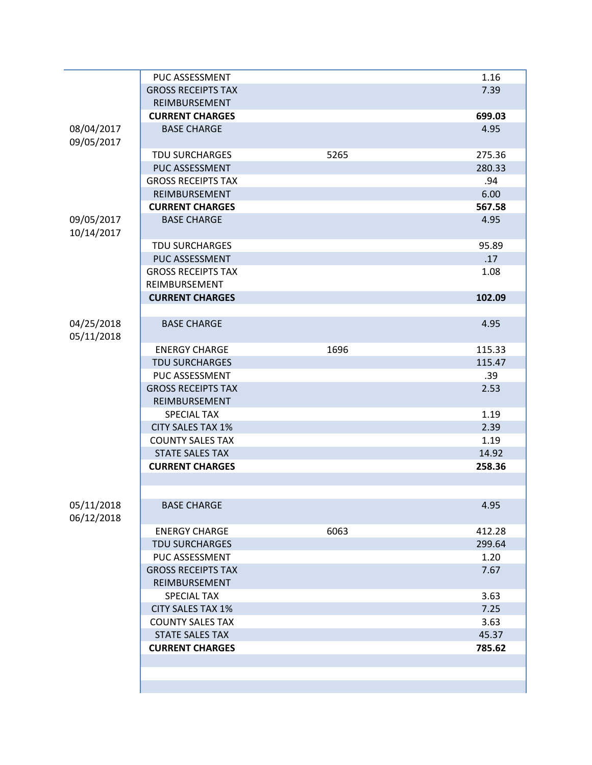| | | | |
|---|---|---|---|
| | PUC ASSESSMENT | | 1.16 |
| | GROSS RECEIPTS TAX REIMBURSEMENT | | 7.39 |
| | **CURRENT CHARGES** | | **699.03** |
| 08/04/2017 09/05/2017 | BASE CHARGE | | 4.95 |
| | TDU SURCHARGES | 5265 | 275.36 |
| | PUC ASSESSMENT | | 280.33 |
| | GROSS RECEIPTS TAX | | .94 |
| | REIMBURSEMENT | | 6.00 |
| | **CURRENT CHARGES** | | **567.58** |
| 09/05/2017 10/14/2017 | BASE CHARGE | | 4.95 |
| | TDU SURCHARGES | | 95.89 |
| | PUC ASSESSMENT | | .17 |
| | GROSS RECEIPTS TAX REIMBURSEMENT | | 1.08 |
| | **CURRENT CHARGES** | | **102.09** |
| | | | |
| 04/25/2018 05/11/2018 | BASE CHARGE | | 4.95 |
| | ENERGY CHARGE | 1696 | 115.33 |
| | TDU SURCHARGES | | 115.47 |
| | PUC ASSESSMENT | | .39 |
| | GROSS RECEIPTS TAX REIMBURSEMENT | | 2.53 |
| | SPECIAL TAX | | 1.19 |
| | CITY SALES TAX 1% | | 2.39 |
| | COUNTY SALES TAX | | 1.19 |
| | STATE SALES TAX | | 14.92 |
| | **CURRENT CHARGES** | | **258.36** |
| | | | |
| | | | |
| 05/11/2018 06/12/2018 | BASE CHARGE | | 4.95 |
| | ENERGY CHARGE | 6063 | 412.28 |
| | TDU SURCHARGES | | 299.64 |
| | PUC ASSESSMENT | | 1.20 |
| | GROSS RECEIPTS TAX REIMBURSEMENT | | 7.67 |
| | SPECIAL TAX | | 3.63 |
| | CITY SALES TAX 1% | | 7.25 |
| | COUNTY SALES TAX | | 3.63 |
| | STATE SALES TAX | | 45.37 |
| | **CURRENT CHARGES** | | **785.62** |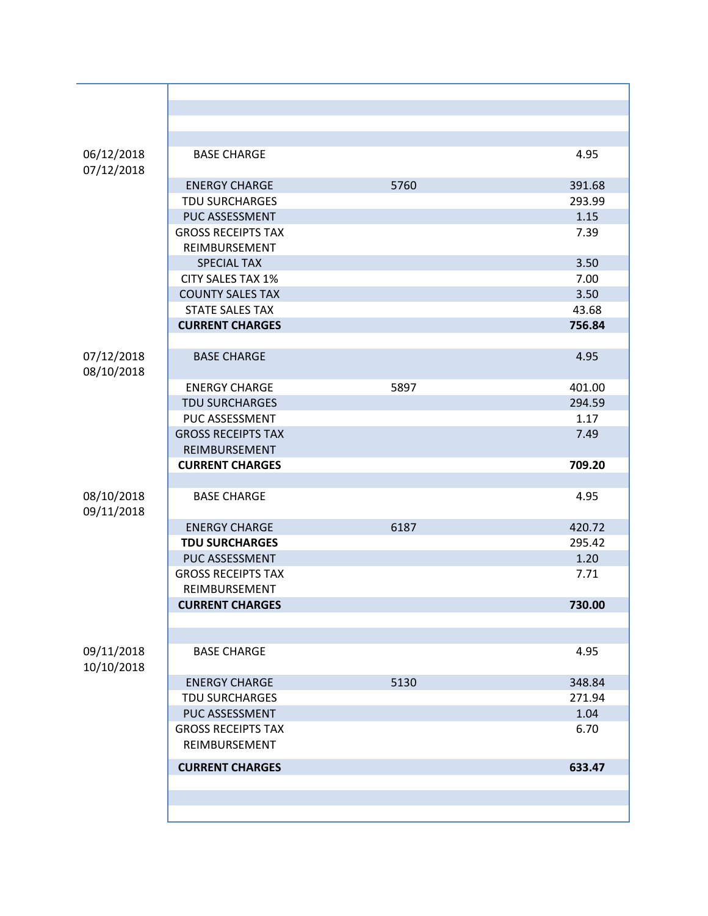| | | | |
|---|---|---|---|
| 06/12/2018<br>07/12/2018 | BASE CHARGE | | 4.95 |
| | ENERGY CHARGE | 5760 | 391.68 |
| | TDU SURCHARGES | | 293.99 |
| | PUC ASSESSMENT | | 1.15 |
| | GROSS RECEIPTS TAX REIMBURSEMENT | | 7.39 |
| | SPECIAL TAX | | 3.50 |
| | CITY SALES TAX 1% | | 7.00 |
| | COUNTY SALES TAX | | 3.50 |
| | STATE SALES TAX | | 43.68 |
| | **CURRENT CHARGES** | | **756.84** |
| 07/12/2018<br>08/10/2018 | BASE CHARGE | | 4.95 |
| | ENERGY CHARGE | 5897 | 401.00 |
| | TDU SURCHARGES | | 294.59 |
| | PUC ASSESSMENT | | 1.17 |
| | GROSS RECEIPTS TAX REIMBURSEMENT | | 7.49 |
| | **CURRENT CHARGES** | | **709.20** |
| 08/10/2018<br>09/11/2018 | BASE CHARGE | | 4.95 |
| | ENERGY CHARGE | 6187 | 420.72 |
| | **TDU SURCHARGES** | | 295.42 |
| | PUC ASSESSMENT | | 1.20 |
| | GROSS RECEIPTS TAX REIMBURSEMENT | | 7.71 |
| | **CURRENT CHARGES** | | **730.00** |
| 09/11/2018<br>10/10/2018 | BASE CHARGE | | 4.95 |
| | ENERGY CHARGE | 5130 | 348.84 |
| | TDU SURCHARGES | | 271.94 |
| | PUC ASSESSMENT | | 1.04 |
| | GROSS RECEIPTS TAX REIMBURSEMENT | | 6.70 |
| | **CURRENT CHARGES** | | **633.47** |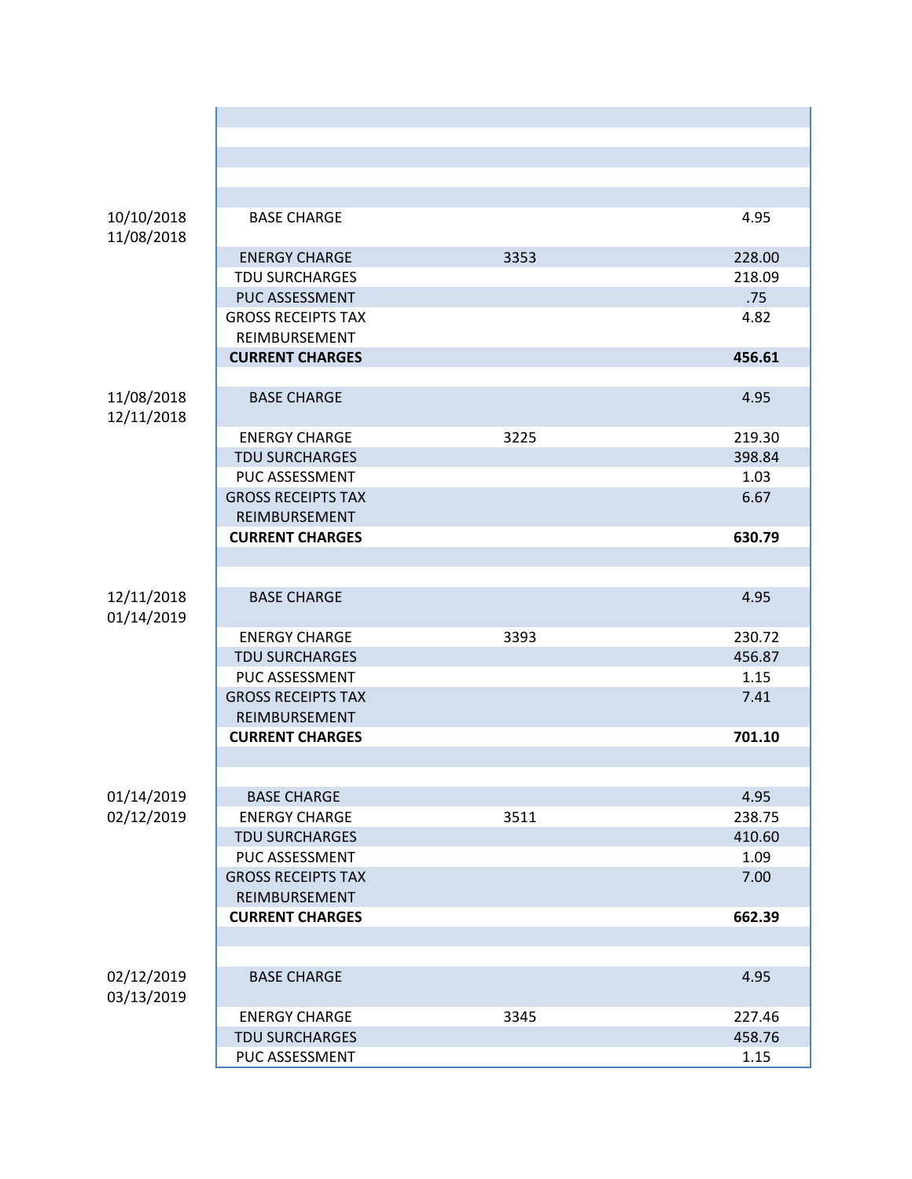| | | | |
|---|---|---|---|
| | | | |
| | | | |
| | | | |
| | | | |
| | | | |
| 10/10/2018 11/08/2018 | BASE CHARGE | | 4.95 |
| | ENERGY CHARGE | 3353 | 228.00 |
| | TDU SURCHARGES | | 218.09 |
| | PUC ASSESSMENT | | .75 |
| | GROSS RECEIPTS TAX REIMBURSEMENT | | 4.82 |
| | **CURRENT CHARGES** | | **456.61** |
| | | | |
| 11/08/2018 12/11/2018 | BASE CHARGE | | 4.95 |
| | ENERGY CHARGE | 3225 | 219.30 |
| | TDU SURCHARGES | | 398.84 |
| | PUC ASSESSMENT | | 1.03 |
| | GROSS RECEIPTS TAX REIMBURSEMENT | | 6.67 |
| | **CURRENT CHARGES** | | **630.79** |
| | | | |
| | | | |
| 12/11/2018 01/14/2019 | BASE CHARGE | | 4.95 |
| | ENERGY CHARGE | 3393 | 230.72 |
| | TDU SURCHARGES | | 456.87 |
| | PUC ASSESSMENT | | 1.15 |
| | GROSS RECEIPTS TAX REIMBURSEMENT | | 7.41 |
| | **CURRENT CHARGES** | | **701.10** |
| | | | |
| | | | |
| 01/14/2019 02/12/2019 | BASE CHARGE | | 4.95 |
| | ENERGY CHARGE | 3511 | 238.75 |
| | TDU SURCHARGES | | 410.60 |
| | PUC ASSESSMENT | | 1.09 |
| | GROSS RECEIPTS TAX REIMBURSEMENT | | 7.00 |
| | **CURRENT CHARGES** | | **662.39** |
| | | | |
| | | | |
| 02/12/2019 03/13/2019 | BASE CHARGE | | 4.95 |
| | ENERGY CHARGE | 3345 | 227.46 |
| | TDU SURCHARGES | | 458.76 |
| | PUC ASSESSMENT | | 1.15 |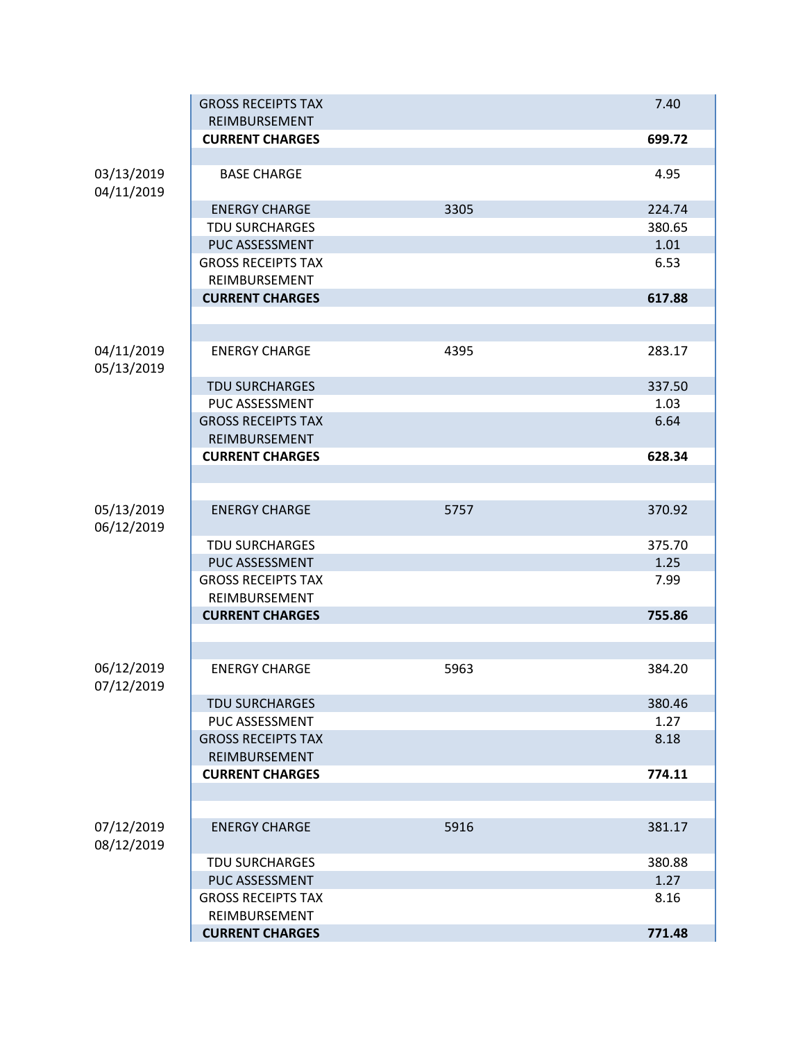|  |  |  |  |
| --- | --- | --- | --- |
|  | GROSS RECEIPTS TAX REIMBURSEMENT |  | 7.40 |
|  | **CURRENT CHARGES** |  | **699.72** |
|  |  |  |  |
| 03/13/2019 04/11/2019 | BASE CHARGE |  | 4.95 |
|  | ENERGY CHARGE | 3305 | 224.74 |
|  | TDU SURCHARGES |  | 380.65 |
|  | PUC ASSESSMENT |  | 1.01 |
|  | GROSS RECEIPTS TAX REIMBURSEMENT |  | 6.53 |
|  | **CURRENT CHARGES** |  | **617.88** |
|  |  |  |  |
|  |  |  |  |
| 04/11/2019 05/13/2019 | ENERGY CHARGE | 4395 | 283.17 |
|  | TDU SURCHARGES |  | 337.50 |
|  | PUC ASSESSMENT |  | 1.03 |
|  | GROSS RECEIPTS TAX REIMBURSEMENT |  | 6.64 |
|  | **CURRENT CHARGES** |  | **628.34** |
|  |  |  |  |
|  |  |  |  |
| 05/13/2019 06/12/2019 | ENERGY CHARGE | 5757 | 370.92 |
|  | TDU SURCHARGES |  | 375.70 |
|  | PUC ASSESSMENT |  | 1.25 |
|  | GROSS RECEIPTS TAX REIMBURSEMENT |  | 7.99 |
|  | **CURRENT CHARGES** |  | **755.86** |
|  |  |  |  |
|  |  |  |  |
| 06/12/2019 07/12/2019 | ENERGY CHARGE | 5963 | 384.20 |
|  | TDU SURCHARGES |  | 380.46 |
|  | PUC ASSESSMENT |  | 1.27 |
|  | GROSS RECEIPTS TAX REIMBURSEMENT |  | 8.18 |
|  | **CURRENT CHARGES** |  | **774.11** |
|  |  |  |  |
|  |  |  |  |
| 07/12/2019 08/12/2019 | ENERGY CHARGE | 5916 | 381.17 |
|  | TDU SURCHARGES |  | 380.88 |
|  | PUC ASSESSMENT |  | 1.27 |
|  | GROSS RECEIPTS TAX REIMBURSEMENT |  | 8.16 |
|  | **CURRENT CHARGES** |  | **771.48** |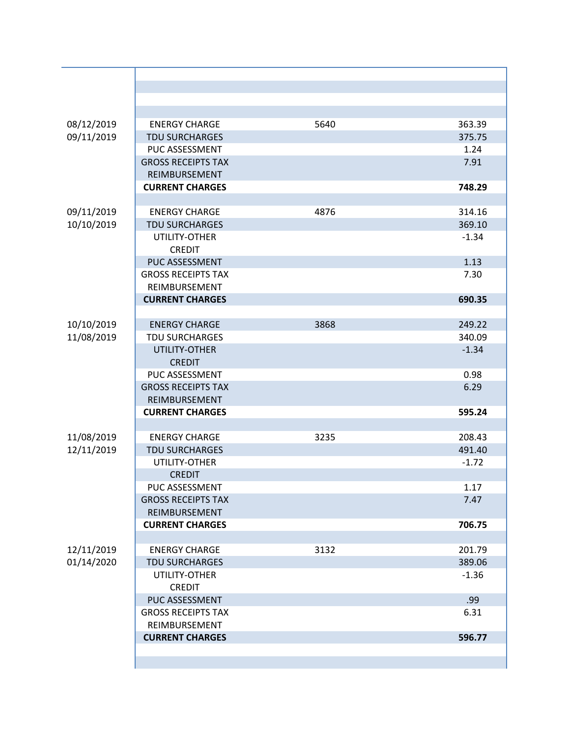| | | | |
|---|---|---|---|
| 08/12/2019 09/11/2019 | ENERGY CHARGE | 5640 | 363.39 |
| | TDU SURCHARGES | | 375.75 |
| | PUC ASSESSMENT | | 1.24 |
| | GROSS RECEIPTS TAX REIMBURSEMENT | | 7.91 |
| | **CURRENT CHARGES** | | **748.29** |
| | | | |
| 09/11/2019 10/10/2019 | ENERGY CHARGE | 4876 | 314.16 |
| | TDU SURCHARGES | | 369.10 |
| | UTILITY-OTHER CREDIT | | -1.34 |
| | PUC ASSESSMENT | | 1.13 |
| | GROSS RECEIPTS TAX REIMBURSEMENT | | 7.30 |
| | **CURRENT CHARGES** | | **690.35** |
| | | | |
| 10/10/2019 11/08/2019 | ENERGY CHARGE | 3868 | 249.22 |
| | TDU SURCHARGES | | 340.09 |
| | UTILITY-OTHER CREDIT | | -1.34 |
| | PUC ASSESSMENT | | 0.98 |
| | GROSS RECEIPTS TAX REIMBURSEMENT | | 6.29 |
| | **CURRENT CHARGES** | | **595.24** |
| | | | |
| 11/08/2019 12/11/2019 | ENERGY CHARGE | 3235 | 208.43 |
| | TDU SURCHARGES | | 491.40 |
| | UTILITY-OTHER CREDIT | | -1.72 |
| | PUC ASSESSMENT | | 1.17 |
| | GROSS RECEIPTS TAX REIMBURSEMENT | | 7.47 |
| | **CURRENT CHARGES** | | **706.75** |
| | | | |
| 12/11/2019 01/14/2020 | ENERGY CHARGE | 3132 | 201.79 |
| | TDU SURCHARGES | | 389.06 |
| | UTILITY-OTHER CREDIT | | -1.36 |
| | PUC ASSESSMENT | | .99 |
| | GROSS RECEIPTS TAX REIMBURSEMENT | | 6.31 |
| | **CURRENT CHARGES** | | **596.77** |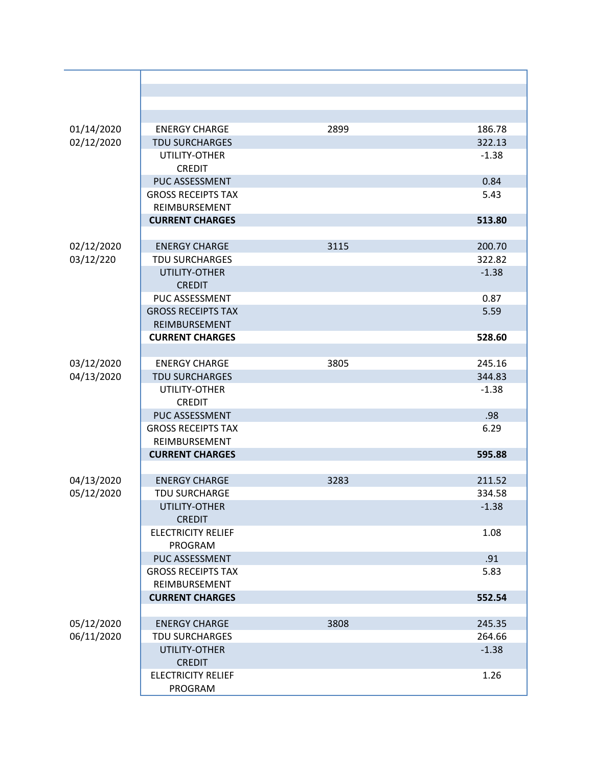| | | | |
|---|---|---|---|
| | | | |
| | | | |
| | | | |
| | | | |
| 01/14/2020 02/12/2020 | ENERGY CHARGE | 2899 | 186.78 |
| | TDU SURCHARGES | | 322.13 |
| | UTILITY-OTHER CREDIT | | -1.38 |
| | PUC ASSESSMENT | | 0.84 |
| | GROSS RECEIPTS TAX REIMBURSEMENT | | 5.43 |
| | **CURRENT CHARGES** | | **513.80** |
| | | | |
| 02/12/2020 03/12/220 | ENERGY CHARGE | 3115 | 200.70 |
| | TDU SURCHARGES | | 322.82 |
| | UTILITY-OTHER CREDIT | | -1.38 |
| | PUC ASSESSMENT | | 0.87 |
| | GROSS RECEIPTS TAX REIMBURSEMENT | | 5.59 |
| | **CURRENT CHARGES** | | **528.60** |
| | | | |
| 03/12/2020 04/13/2020 | ENERGY CHARGE | 3805 | 245.16 |
| | TDU SURCHARGES | | 344.83 |
| | UTILITY-OTHER CREDIT | | -1.38 |
| | PUC ASSESSMENT | | .98 |
| | GROSS RECEIPTS TAX REIMBURSEMENT | | 6.29 |
| | **CURRENT CHARGES** | | **595.88** |
| | | | |
| 04/13/2020 05/12/2020 | ENERGY CHARGE | 3283 | 211.52 |
| | TDU SURCHARGE | | 334.58 |
| | UTILITY-OTHER CREDIT | | -1.38 |
| | ELECTRICITY RELIEF PROGRAM | | 1.08 |
| | PUC ASSESSMENT | | .91 |
| | GROSS RECEIPTS TAX REIMBURSEMENT | | 5.83 |
| | **CURRENT CHARGES** | | **552.54** |
| | | | |
| 05/12/2020 06/11/2020 | ENERGY CHARGE | 3808 | 245.35 |
| | TDU SURCHARGES | | 264.66 |
| | UTILITY-OTHER CREDIT | | -1.38 |
| | ELECTRICITY RELIEF PROGRAM | | 1.26 |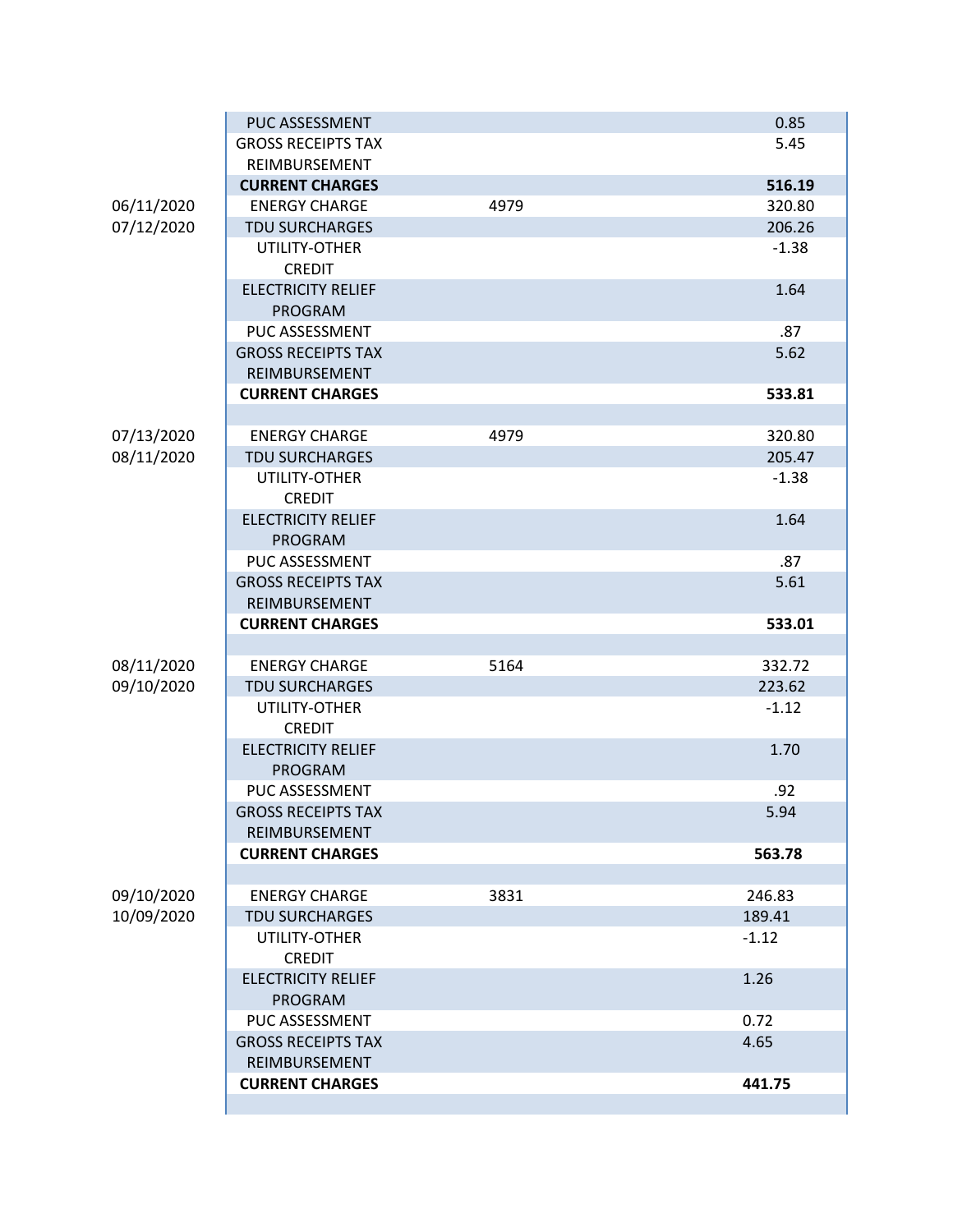| | | | | |
|---|---|---|---|---|
| | PUC ASSESSMENT | | | 0.85 |
| | GROSS RECEIPTS TAX REIMBURSEMENT | | | 5.45 |
| | **CURRENT CHARGES** | | | **516.19** |
| 06/11/2020 | ENERGY CHARGE | 4979 | | 320.80 |
| 07/12/2020 | TDU SURCHARGES | | | 206.26 |
| | UTILITY-OTHER CREDIT | | | -1.38 |
| | ELECTRICITY RELIEF PROGRAM | | | 1.64 |
| | PUC ASSESSMENT | | | .87 |
| | GROSS RECEIPTS TAX REIMBURSEMENT | | | 5.62 |
| | **CURRENT CHARGES** | | | **533.81** |
| | | | | |
| 07/13/2020 | ENERGY CHARGE | 4979 | | 320.80 |
| 08/11/2020 | TDU SURCHARGES | | | 205.47 |
| | UTILITY-OTHER CREDIT | | | -1.38 |
| | ELECTRICITY RELIEF PROGRAM | | | 1.64 |
| | PUC ASSESSMENT | | | .87 |
| | GROSS RECEIPTS TAX REIMBURSEMENT | | | 5.61 |
| | **CURRENT CHARGES** | | | **533.01** |
| | | | | |
| 08/11/2020 | ENERGY CHARGE | 5164 | | 332.72 |
| 09/10/2020 | TDU SURCHARGES | | | 223.62 |
| | UTILITY-OTHER CREDIT | | | -1.12 |
| | ELECTRICITY RELIEF PROGRAM | | | 1.70 |
| | PUC ASSESSMENT | | | .92 |
| | GROSS RECEIPTS TAX REIMBURSEMENT | | | 5.94 |
| | **CURRENT CHARGES** | | | **563.78** |
| | | | | |
| 09/10/2020 | ENERGY CHARGE | 3831 | | 246.83 |
| 10/09/2020 | TDU SURCHARGES | | | 189.41 |
| | UTILITY-OTHER CREDIT | | | -1.12 |
| | ELECTRICITY RELIEF PROGRAM | | | 1.26 |
| | PUC ASSESSMENT | | | 0.72 |
| | GROSS RECEIPTS TAX REIMBURSEMENT | | | 4.65 |
| | **CURRENT CHARGES** | | | **441.75** |
| | | | | |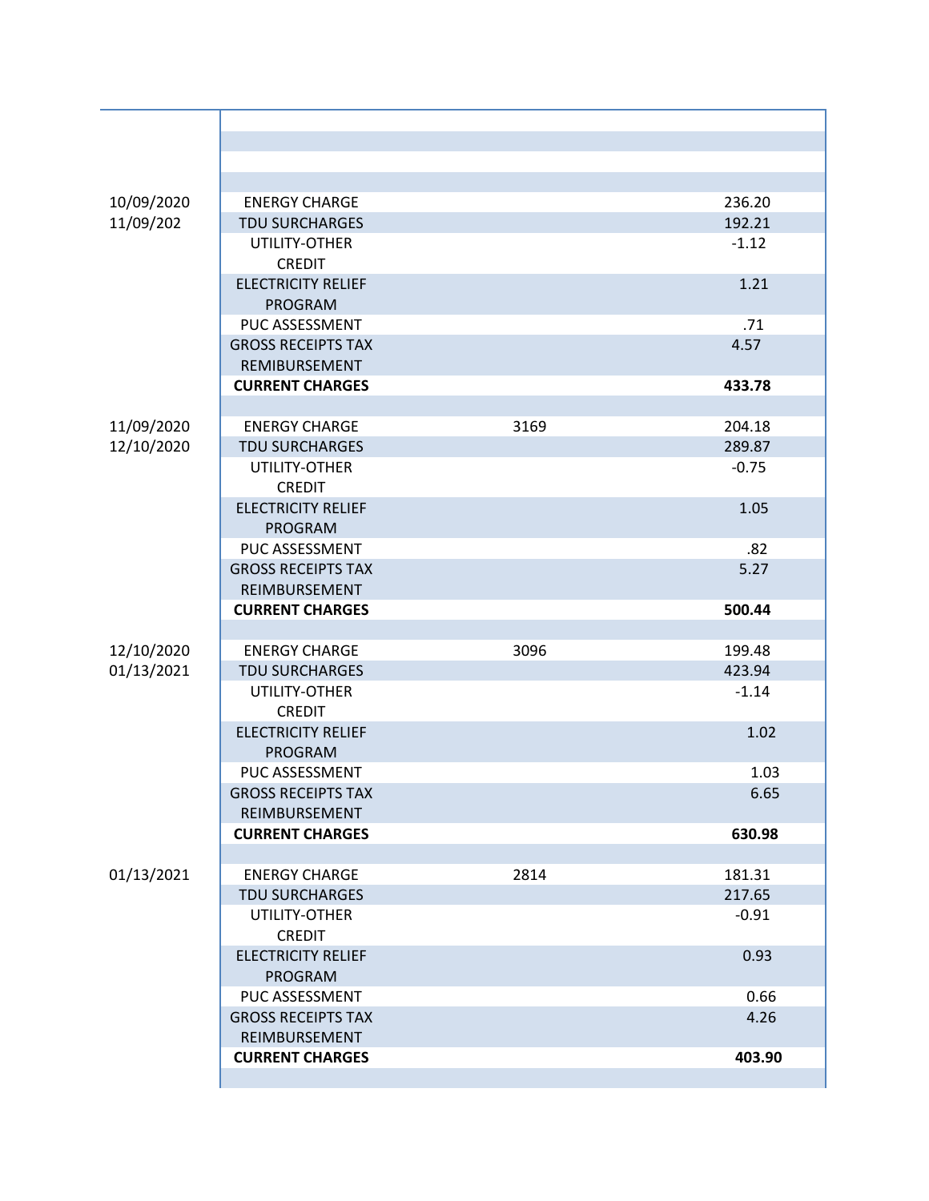| | | | |
|---|---|---|---|
| | | | |
| | | | |
| | | | |
| | | | |
| 10/09/2020<br>11/09/202 | ENERGY CHARGE | | 236.20 |
| | TDU SURCHARGES | | 192.21 |
| | UTILITY-OTHER CREDIT | | -1.12 |
| | ELECTRICITY RELIEF PROGRAM | | 1.21 |
| | PUC ASSESSMENT | | .71 |
| | GROSS RECEIPTS TAX REMIBURSEMENT | | 4.57 |
| | **CURRENT CHARGES** | | **433.78** |
| | | | |
| 11/09/2020<br>12/10/2020 | ENERGY CHARGE | 3169 | 204.18 |
| | TDU SURCHARGES | | 289.87 |
| | UTILITY-OTHER CREDIT | | -0.75 |
| | ELECTRICITY RELIEF PROGRAM | | 1.05 |
| | PUC ASSESSMENT | | .82 |
| | GROSS RECEIPTS TAX REIMBURSEMENT | | 5.27 |
| | **CURRENT CHARGES** | | **500.44** |
| | | | |
| 12/10/2020<br>01/13/2021 | ENERGY CHARGE | 3096 | 199.48 |
| | TDU SURCHARGES | | 423.94 |
| | UTILITY-OTHER CREDIT | | -1.14 |
| | ELECTRICITY RELIEF PROGRAM | | 1.02 |
| | PUC ASSESSMENT | | 1.03 |
| | GROSS RECEIPTS TAX REIMBURSEMENT | | 6.65 |
| | **CURRENT CHARGES** | | **630.98** |
| | | | |
| 01/13/2021 | ENERGY CHARGE | 2814 | 181.31 |
| | TDU SURCHARGES | | 217.65 |
| | UTILITY-OTHER CREDIT | | -0.91 |
| | ELECTRICITY RELIEF PROGRAM | | 0.93 |
| | PUC ASSESSMENT | | 0.66 |
| | GROSS RECEIPTS TAX REIMBURSEMENT | | 4.26 |
| | **CURRENT CHARGES** | | **403.90** |
| | | | |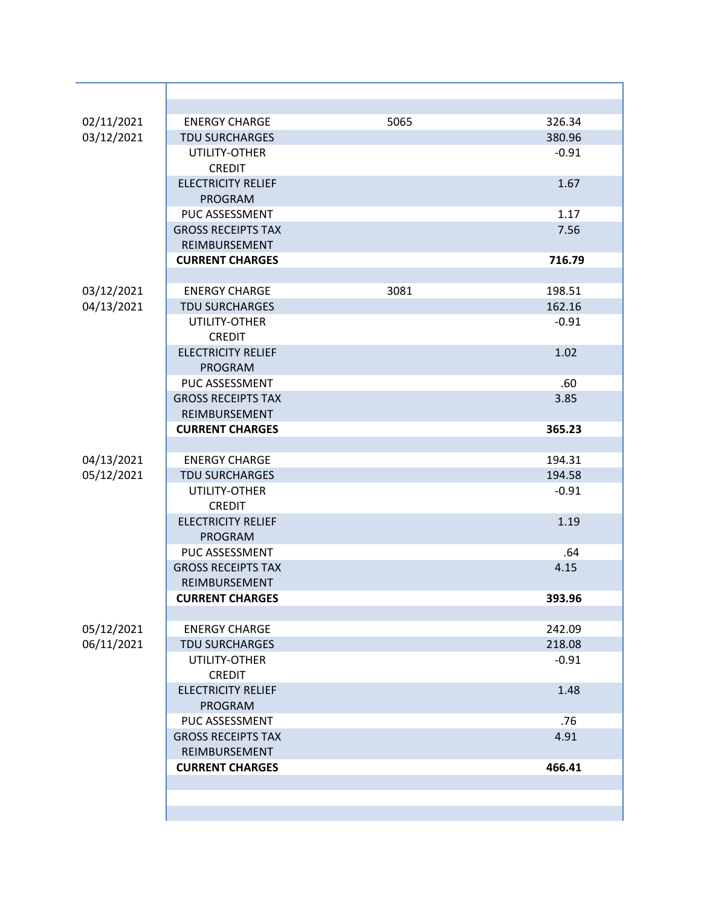| | | | |
|---|---|---|---|
| 02/11/2021<br>03/12/2021 | ENERGY CHARGE | 5065 | 326.34 |
| | TDU SURCHARGES | | 380.96 |
| | UTILITY-OTHER CREDIT | | -0.91 |
| | ELECTRICITY RELIEF PROGRAM | | 1.67 |
| | PUC ASSESSMENT | | 1.17 |
| | GROSS RECEIPTS TAX REIMBURSEMENT | | 7.56 |
| | **CURRENT CHARGES** | | **716.79** |
| | | | |
| 03/12/2021<br>04/13/2021 | ENERGY CHARGE | 3081 | 198.51 |
| | TDU SURCHARGES | | 162.16 |
| | UTILITY-OTHER CREDIT | | -0.91 |
| | ELECTRICITY RELIEF PROGRAM | | 1.02 |
| | PUC ASSESSMENT | | .60 |
| | GROSS RECEIPTS TAX REIMBURSEMENT | | 3.85 |
| | **CURRENT CHARGES** | | **365.23** |
| | | | |
| 04/13/2021<br>05/12/2021 | ENERGY CHARGE | | 194.31 |
| | TDU SURCHARGES | | 194.58 |
| | UTILITY-OTHER CREDIT | | -0.91 |
| | ELECTRICITY RELIEF PROGRAM | | 1.19 |
| | PUC ASSESSMENT | | .64 |
| | GROSS RECEIPTS TAX REIMBURSEMENT | | 4.15 |
| | **CURRENT CHARGES** | | **393.96** |
| | | | |
| 05/12/2021<br>06/11/2021 | ENERGY CHARGE | | 242.09 |
| | TDU SURCHARGES | | 218.08 |
| | UTILITY-OTHER CREDIT | | -0.91 |
| | ELECTRICITY RELIEF PROGRAM | | 1.48 |
| | PUC ASSESSMENT | | .76 |
| | GROSS RECEIPTS TAX REIMBURSEMENT | | 4.91 |
| | **CURRENT CHARGES** | | **466.41** |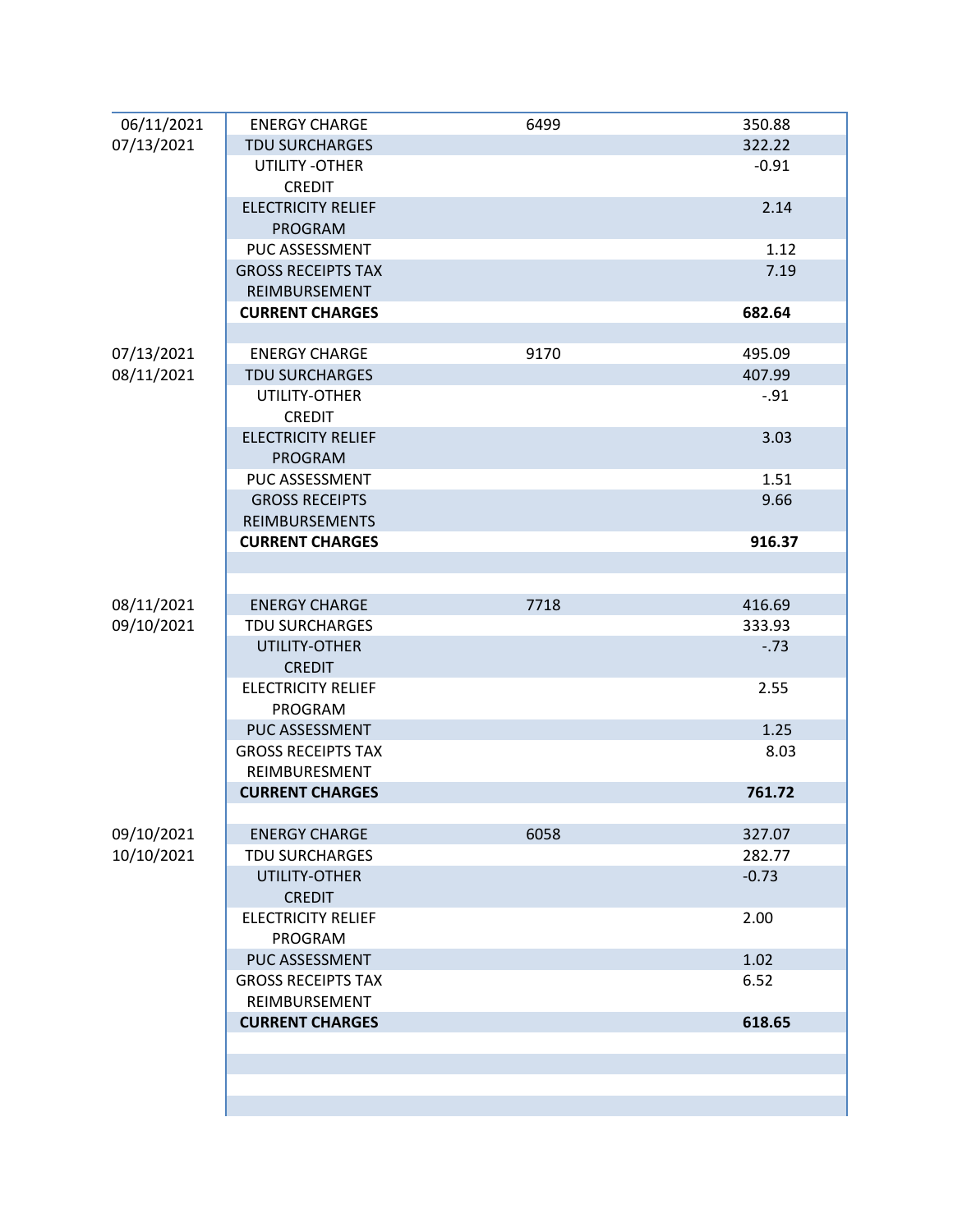| | | | |
|---|---|---|---|
| 06/11/2021<br>07/13/2021 | ENERGY CHARGE | 6499 | 350.88 |
| | TDU SURCHARGES | | 322.22 |
| | UTILITY -OTHER CREDIT | | -0.91 |
| | ELECTRICITY RELIEF PROGRAM | | 2.14 |
| | PUC ASSESSMENT | | 1.12 |
| | GROSS RECEIPTS TAX REIMBURSEMENT | | 7.19 |
| | **CURRENT CHARGES** | | **682.64** |
| | | | |
| 07/13/2021<br>08/11/2021 | ENERGY CHARGE | 9170 | 495.09 |
| | TDU SURCHARGES | | 407.99 |
| | UTILITY-OTHER CREDIT | | -.91 |
| | ELECTRICITY RELIEF PROGRAM | | 3.03 |
| | PUC ASSESSMENT | | 1.51 |
| | GROSS RECEIPTS REIMBURSEMENTS | | 9.66 |
| | **CURRENT CHARGES** | | **916.37** |
| | | | |
| | | | |
| 08/11/2021<br>09/10/2021 | ENERGY CHARGE | 7718 | 416.69 |
| | TDU SURCHARGES | | 333.93 |
| | UTILITY-OTHER CREDIT | | -.73 |
| | ELECTRICITY RELIEF PROGRAM | | 2.55 |
| | PUC ASSESSMENT | | 1.25 |
| | GROSS RECEIPTS TAX REIMBURESMENT | | 8.03 |
| | **CURRENT CHARGES** | | **761.72** |
| | | | |
| 09/10/2021<br>10/10/2021 | ENERGY CHARGE | 6058 | 327.07 |
| | TDU SURCHARGES | | 282.77 |
| | UTILITY-OTHER CREDIT | | -0.73 |
| | ELECTRICITY RELIEF PROGRAM | | 2.00 |
| | PUC ASSESSMENT | | 1.02 |
| | GROSS RECEIPTS TAX REIMBURSEMENT | | 6.52 |
| | **CURRENT CHARGES** | | **618.65** |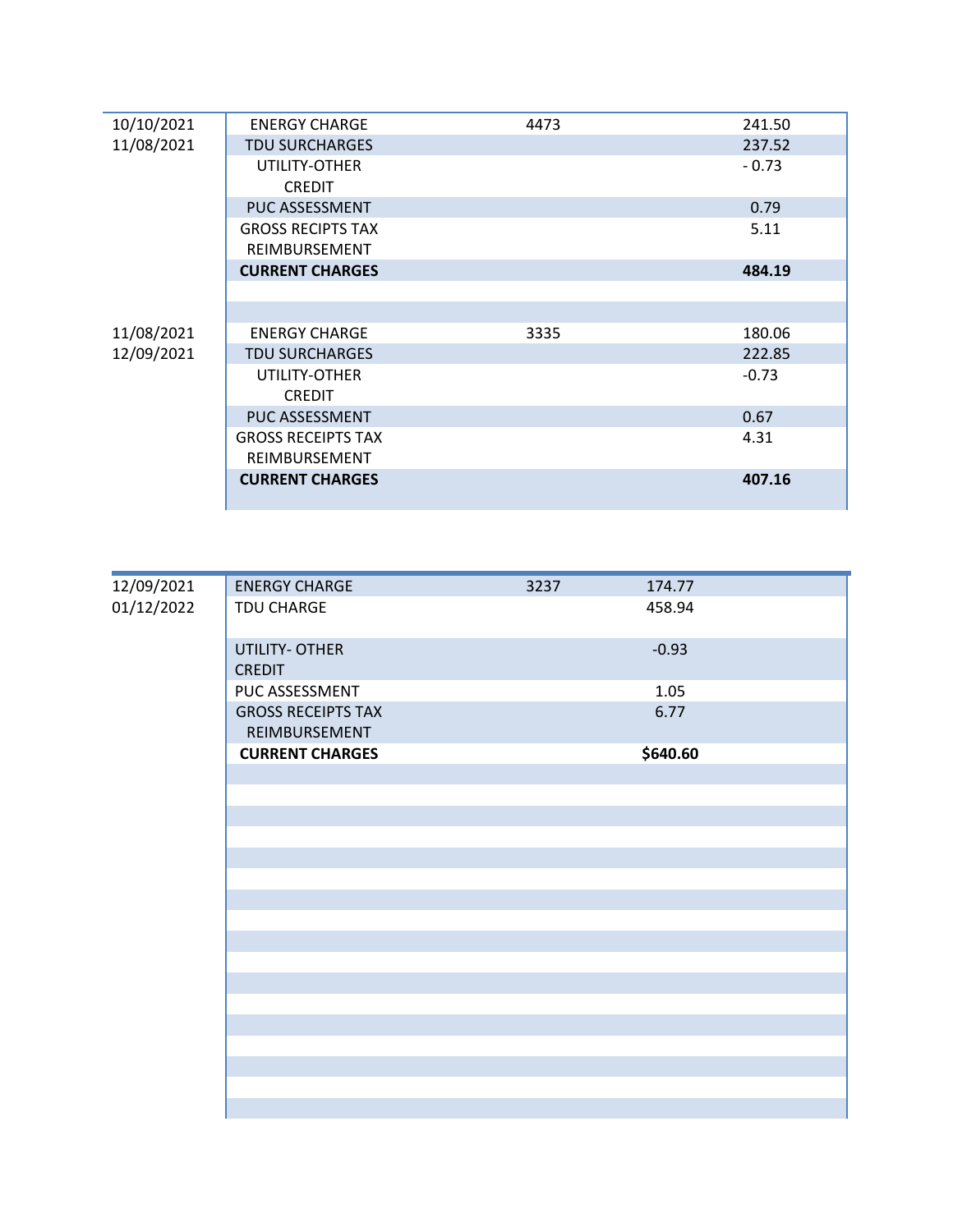| | | | |
|---|---|---|---|
| 10/10/2021 | ENERGY CHARGE | 4473 | 241.50 |
| 11/08/2021 | TDU SURCHARGES | | 237.52 |
| | UTILITY-OTHER CREDIT | | - 0.73 |
| | PUC ASSESSMENT | | 0.79 |
| | GROSS RECIPTS TAX REIMBURSEMENT | | 5.11 |
| | **CURRENT CHARGES** | | **484.19** |
| | | | |
| | | | |
| 11/08/2021 | ENERGY CHARGE | 3335 | 180.06 |
| 12/09/2021 | TDU SURCHARGES | | 222.85 |
| | UTILITY-OTHER CREDIT | | -0.73 |
| | PUC ASSESSMENT | | 0.67 |
| | GROSS RECEIPTS TAX REIMBURSEMENT | | 4.31 |
| | **CURRENT CHARGES** | | **407.16** |

| | | | |
|---|---|---|---|
| 12/09/2021 | ENERGY CHARGE | 3237 | 174.77 |
| 01/12/2022 | TDU CHARGE | | 458.94 |
| | UTILITY- OTHER CREDIT | | -0.93 |
| | PUC ASSESSMENT | | 1.05 |
| | GROSS RECEIPTS TAX REIMBURSEMENT | | 6.77 |
| | **CURRENT CHARGES** | | **$640.60** |